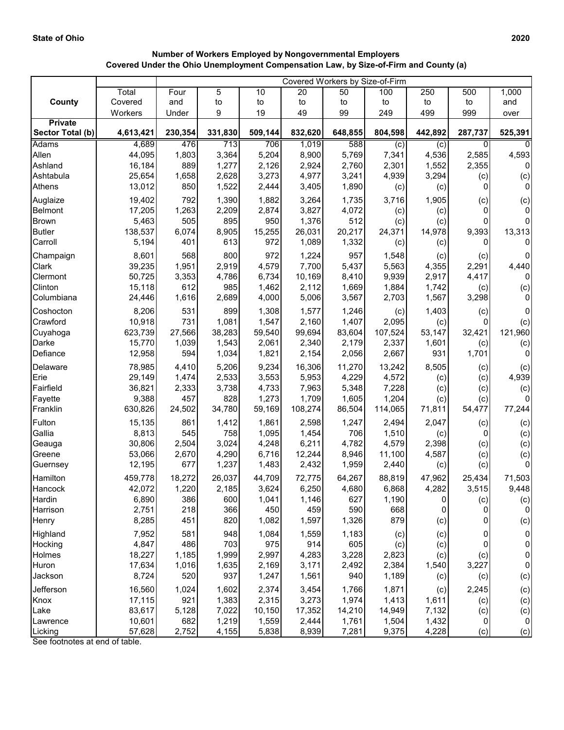**State of Ohio** **2020**

### Number of Workers Employed by Nongovernmental Employers Covered Under the Ohio Unemployment Compensation Law, by Size-of-Firm and County (a)

| County | Total Covered Workers | Covered Workers by Size-of-Firm | | | | | | | | |
|---|---|---|---|---|---|---|---|---|---|---|
| | | Four and Under | 5 to 9 | 10 to 19 | 20 to 49 | 50 to 99 | 100 to 249 | 250 to 499 | 500 to 999 | 1,000 and over |
| **Private Sector Total (b)** | **4,613,421** | **230,354** | **331,830** | **509,144** | **832,620** | **648,855** | **804,598** | **442,892** | **287,737** | **525,391** |
| Adams | 4,689 | 476 | 713 | 706 | 1,019 | 588 | (c) | (c) | 0 | 0 |
| Allen | 44,095 | 1,803 | 3,364 | 5,204 | 8,900 | 5,769 | 7,341 | 4,536 | 2,585 | 4,593 |
| Ashland | 16,184 | 889 | 1,277 | 2,126 | 2,924 | 2,760 | 2,301 | 1,552 | 2,355 | 0 |
| Ashtabula | 25,654 | 1,658 | 2,628 | 3,273 | 4,977 | 3,241 | 4,939 | 3,294 | (c) | (c) |
| Athens | 13,012 | 850 | 1,522 | 2,444 | 3,405 | 1,890 | (c) | (c) | 0 | 0 |
| Auglaize | 19,402 | 792 | 1,390 | 1,882 | 3,264 | 1,735 | 3,716 | 1,905 | (c) | (c) |
| Belmont | 17,205 | 1,263 | 2,209 | 2,874 | 3,827 | 4,072 | (c) | (c) | 0 | 0 |
| Brown | 5,463 | 505 | 895 | 950 | 1,376 | 512 | (c) | (c) | 0 | 0 |
| Butler | 138,537 | 6,074 | 8,905 | 15,255 | 26,031 | 20,217 | 24,371 | 14,978 | 9,393 | 13,313 |
| Carroll | 5,194 | 401 | 613 | 972 | 1,089 | 1,332 | (c) | (c) | 0 | 0 |
| Champaign | 8,601 | 568 | 800 | 972 | 1,224 | 957 | 1,548 | (c) | (c) | 0 |
| Clark | 39,235 | 1,951 | 2,919 | 4,579 | 7,700 | 5,437 | 5,563 | 4,355 | 2,291 | 4,440 |
| Clermont | 50,725 | 3,353 | 4,786 | 6,734 | 10,169 | 8,410 | 9,939 | 2,917 | 4,417 | 0 |
| Clinton | 15,118 | 612 | 985 | 1,462 | 2,112 | 1,669 | 1,884 | 1,742 | (c) | (c) |
| Columbiana | 24,446 | 1,616 | 2,689 | 4,000 | 5,006 | 3,567 | 2,703 | 1,567 | 3,298 | 0 |
| Coshocton | 8,206 | 531 | 899 | 1,308 | 1,577 | 1,246 | (c) | 1,403 | (c) | 0 |
| Crawford | 10,918 | 731 | 1,081 | 1,547 | 2,160 | 1,407 | 2,095 | (c) | 0 | (c) |
| Cuyahoga | 623,739 | 27,566 | 38,283 | 59,540 | 99,694 | 83,604 | 107,524 | 53,147 | 32,421 | 121,960 |
| Darke | 15,770 | 1,039 | 1,543 | 2,061 | 2,340 | 2,179 | 2,337 | 1,601 | (c) | (c) |
| Defiance | 12,958 | 594 | 1,034 | 1,821 | 2,154 | 2,056 | 2,667 | 931 | 1,701 | 0 |
| Delaware | 78,985 | 4,410 | 5,206 | 9,234 | 16,306 | 11,270 | 13,242 | 8,505 | (c) | (c) |
| Erie | 29,149 | 1,474 | 2,533 | 3,553 | 5,953 | 4,229 | 4,572 | (c) | (c) | 4,939 |
| Fairfield | 36,821 | 2,333 | 3,738 | 4,733 | 7,963 | 5,348 | 7,228 | (c) | (c) | (c) |
| Fayette | 9,388 | 457 | 828 | 1,273 | 1,709 | 1,605 | 1,204 | (c) | (c) | 0 |
| Franklin | 630,826 | 24,502 | 34,780 | 59,169 | 108,274 | 86,504 | 114,065 | 71,811 | 54,477 | 77,244 |
| Fulton | 15,135 | 861 | 1,412 | 1,861 | 2,598 | 1,247 | 2,494 | 2,047 | (c) | (c) |
| Gallia | 8,813 | 545 | 758 | 1,095 | 1,454 | 706 | 1,510 | (c) | 0 | (c) |
| Geauga | 30,806 | 2,504 | 3,024 | 4,248 | 6,211 | 4,782 | 4,579 | 2,398 | (c) | (c) |
| Greene | 53,066 | 2,670 | 4,290 | 6,716 | 12,244 | 8,946 | 11,100 | 4,587 | (c) | (c) |
| Guernsey | 12,195 | 677 | 1,237 | 1,483 | 2,432 | 1,959 | 2,440 | (c) | (c) | 0 |
| Hamilton | 459,778 | 18,272 | 26,037 | 44,709 | 72,775 | 64,267 | 88,819 | 47,962 | 25,434 | 71,503 |
| Hancock | 42,072 | 1,220 | 2,185 | 3,624 | 6,250 | 4,680 | 6,868 | 4,282 | 3,515 | 9,448 |
| Hardin | 6,890 | 386 | 600 | 1,041 | 1,146 | 627 | 1,190 | 0 | (c) | (c) |
| Harrison | 2,751 | 218 | 366 | 450 | 459 | 590 | 668 | 0 | 0 | 0 |
| Henry | 8,285 | 451 | 820 | 1,082 | 1,597 | 1,326 | 879 | (c) | 0 | (c) |
| Highland | 7,952 | 581 | 948 | 1,084 | 1,559 | 1,183 | (c) | (c) | 0 | 0 |
| Hocking | 4,847 | 486 | 703 | 975 | 914 | 605 | (c) | (c) | 0 | 0 |
| Holmes | 18,227 | 1,185 | 1,999 | 2,997 | 4,283 | 3,228 | 2,823 | (c) | (c) | 0 |
| Huron | 17,634 | 1,016 | 1,635 | 2,169 | 3,171 | 2,492 | 2,384 | 1,540 | 3,227 | 0 |
| Jackson | 8,724 | 520 | 937 | 1,247 | 1,561 | 940 | 1,189 | (c) | (c) | (c) |
| Jefferson | 16,560 | 1,024 | 1,602 | 2,374 | 3,454 | 1,766 | 1,871 | (c) | 2,245 | (c) |
| Knox | 17,115 | 921 | 1,383 | 2,315 | 3,273 | 1,974 | 1,413 | 1,611 | (c) | (c) |
| Lake | 83,617 | 5,128 | 7,022 | 10,150 | 17,352 | 14,210 | 14,949 | 7,132 | (c) | (c) |
| Lawrence | 10,601 | 682 | 1,219 | 1,559 | 2,444 | 1,761 | 1,504 | 1,432 | 0 | 0 |
| Licking | 57,628 | 2,752 | 4,155 | 5,838 | 8,939 | 7,281 | 9,375 | 4,228 | (c) | (c) |

See footnotes at end of table.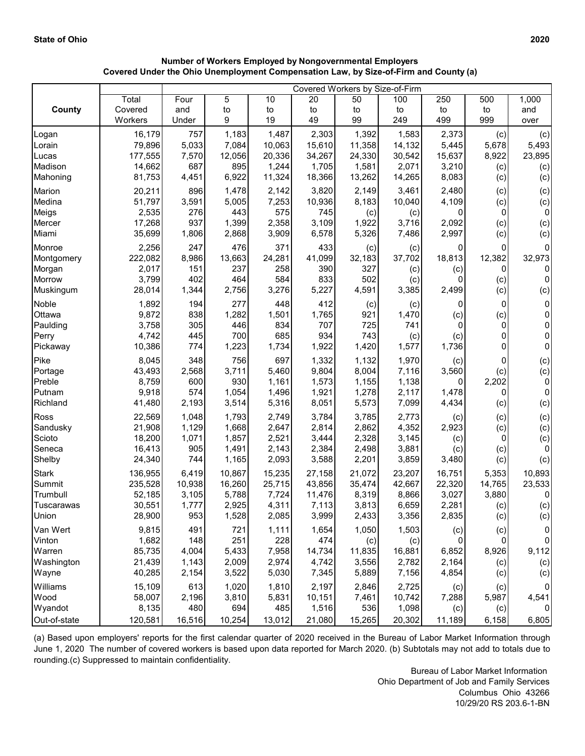**Number of Workers Employed by Nongovernmental Employers Covered Under the Ohio Unemployment Compensation Law, by Size-of-Firm and County (a)**

| County | Total Covered Workers | Covered Workers by Size-of-Firm | | | | | | | | |
|---|---|---|---|---|---|---|---|---|---|---|
| | | Four and Under | 5 to 9 | 10 to 19 | 20 to 49 | 50 to 99 | 100 to 249 | 250 to 499 | 500 to 999 | 1,000 and over |
| Logan | 16,179 | 757 | 1,183 | 1,487 | 2,303 | 1,392 | 1,583 | 2,373 | (c) | (c) |
| Lorain | 79,896 | 5,033 | 7,084 | 10,063 | 15,610 | 11,358 | 14,132 | 5,445 | 5,678 | 5,493 |
| Lucas | 177,555 | 7,570 | 12,056 | 20,336 | 34,267 | 24,330 | 30,542 | 15,637 | 8,922 | 23,895 |
| Madison | 14,662 | 687 | 895 | 1,244 | 1,705 | 1,581 | 2,071 | 3,210 | (c) | (c) |
| Mahoning | 81,753 | 4,451 | 6,922 | 11,324 | 18,366 | 13,262 | 14,265 | 8,083 | (c) | (c) |
| Marion | 20,211 | 896 | 1,478 | 2,142 | 3,820 | 2,149 | 3,461 | 2,480 | (c) | (c) |
| Medina | 51,797 | 3,591 | 5,005 | 7,253 | 10,936 | 8,183 | 10,040 | 4,109 | (c) | (c) |
| Meigs | 2,535 | 276 | 443 | 575 | 745 | (c) | (c) | 0 | 0 | 0 |
| Mercer | 17,268 | 937 | 1,399 | 2,358 | 3,109 | 1,922 | 3,716 | 2,092 | (c) | (c) |
| Miami | 35,699 | 1,806 | 2,868 | 3,909 | 6,578 | 5,326 | 7,486 | 2,997 | (c) | (c) |
| Monroe | 2,256 | 247 | 476 | 371 | 433 | (c) | (c) | 0 | 0 | 0 |
| Montgomery | 222,082 | 8,986 | 13,663 | 24,281 | 41,099 | 32,183 | 37,702 | 18,813 | 12,382 | 32,973 |
| Morgan | 2,017 | 151 | 237 | 258 | 390 | 327 | (c) | (c) | 0 | 0 |
| Morrow | 3,799 | 402 | 464 | 584 | 833 | 502 | (c) | 0 | (c) | 0 |
| Muskingum | 28,014 | 1,344 | 2,756 | 3,276 | 5,227 | 4,591 | 3,385 | 2,499 | (c) | (c) |
| Noble | 1,892 | 194 | 277 | 448 | 412 | (c) | (c) | 0 | 0 | 0 |
| Ottawa | 9,872 | 838 | 1,282 | 1,501 | 1,765 | 921 | 1,470 | (c) | (c) | 0 |
| Paulding | 3,758 | 305 | 446 | 834 | 707 | 725 | 741 | 0 | 0 | 0 |
| Perry | 4,742 | 445 | 700 | 685 | 934 | 743 | (c) | (c) | 0 | 0 |
| Pickaway | 10,386 | 774 | 1,223 | 1,734 | 1,922 | 1,420 | 1,577 | 1,736 | 0 | 0 |
| Pike | 8,045 | 348 | 756 | 697 | 1,332 | 1,132 | 1,970 | (c) | 0 | (c) |
| Portage | 43,493 | 2,568 | 3,711 | 5,460 | 9,804 | 8,004 | 7,116 | 3,560 | (c) | (c) |
| Preble | 8,759 | 600 | 930 | 1,161 | 1,573 | 1,155 | 1,138 | 0 | 2,202 | 0 |
| Putnam | 9,918 | 574 | 1,054 | 1,496 | 1,921 | 1,278 | 2,117 | 1,478 | 0 | 0 |
| Richland | 41,480 | 2,193 | 3,514 | 5,316 | 8,051 | 5,573 | 7,099 | 4,434 | (c) | (c) |
| Ross | 22,569 | 1,048 | 1,793 | 2,749 | 3,784 | 3,785 | 2,773 | (c) | (c) | (c) |
| Sandusky | 21,908 | 1,129 | 1,668 | 2,647 | 2,814 | 2,862 | 4,352 | 2,923 | (c) | (c) |
| Scioto | 18,200 | 1,071 | 1,857 | 2,521 | 3,444 | 2,328 | 3,145 | (c) | 0 | (c) |
| Seneca | 16,413 | 905 | 1,491 | 2,143 | 2,384 | 2,498 | 3,881 | (c) | (c) | 0 |
| Shelby | 24,340 | 744 | 1,165 | 2,093 | 3,588 | 2,201 | 3,859 | 3,480 | (c) | (c) |
| Stark | 136,955 | 6,419 | 10,867 | 15,235 | 27,158 | 21,072 | 23,207 | 16,751 | 5,353 | 10,893 |
| Summit | 235,528 | 10,938 | 16,260 | 25,715 | 43,856 | 35,474 | 42,667 | 22,320 | 14,765 | 23,533 |
| Trumbull | 52,185 | 3,105 | 5,788 | 7,724 | 11,476 | 8,319 | 8,866 | 3,027 | 3,880 | 0 |
| Tuscarawas | 30,551 | 1,777 | 2,925 | 4,311 | 7,113 | 3,813 | 6,659 | 2,281 | (c) | (c) |
| Union | 28,900 | 953 | 1,528 | 2,085 | 3,999 | 2,433 | 3,356 | 2,835 | (c) | (c) |
| Van Wert | 9,815 | 491 | 721 | 1,111 | 1,654 | 1,050 | 1,503 | (c) | (c) | 0 |
| Vinton | 1,682 | 148 | 251 | 228 | 474 | (c) | (c) | 0 | 0 | 0 |
| Warren | 85,735 | 4,004 | 5,433 | 7,958 | 14,734 | 11,835 | 16,881 | 6,852 | 8,926 | 9,112 |
| Washington | 21,439 | 1,143 | 2,009 | 2,974 | 4,742 | 3,556 | 2,782 | 2,164 | (c) | (c) |
| Wayne | 40,285 | 2,154 | 3,522 | 5,030 | 7,345 | 5,889 | 7,156 | 4,854 | (c) | (c) |
| Williams | 15,109 | 613 | 1,020 | 1,810 | 2,197 | 2,846 | 2,725 | (c) | (c) | 0 |
| Wood | 58,007 | 2,196 | 3,810 | 5,831 | 10,151 | 7,461 | 10,742 | 7,288 | 5,987 | 4,541 |
| Wyandot | 8,135 | 480 | 694 | 485 | 1,516 | 536 | 1,098 | (c) | (c) | 0 |
| Out-of-state | 120,581 | 16,516 | 10,254 | 13,012 | 21,080 | 15,265 | 20,302 | 11,189 | 6,158 | 6,805 |

(a) Based upon employers' reports for the first calendar quarter of 2020 received in the Bureau of Labor Market Information through June 1, 2020 The number of covered workers is based upon data reported for March 2020. (b) Subtotals may not add to totals due to rounding.(c) Suppressed to maintain confidentiality.

Bureau of Labor Market Information
Ohio Department of Job and Family Services
Columbus Ohio 43266
10/29/20 RS 203.6-1-BN